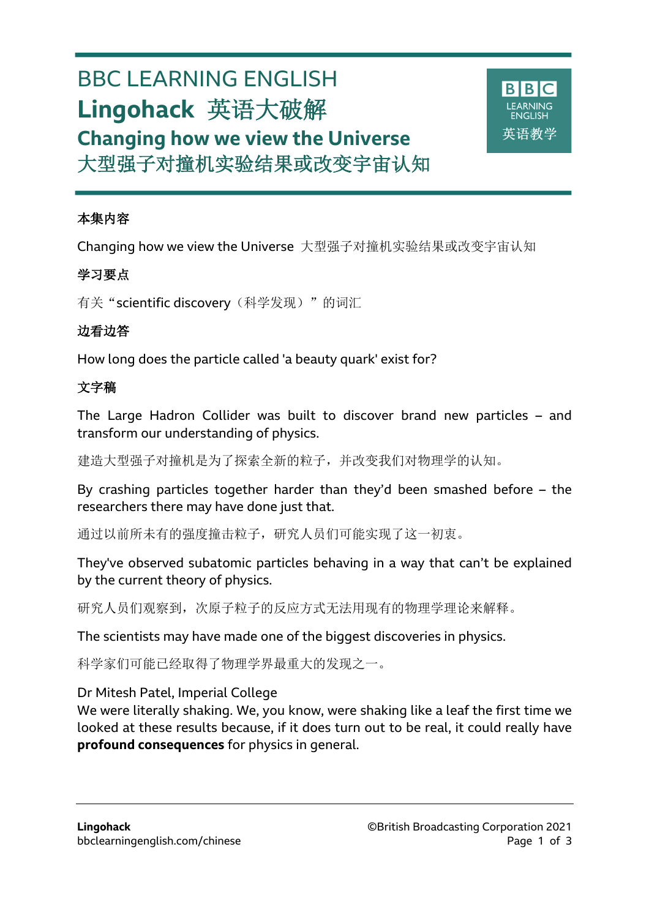# BBC LEARNING ENGLISH

# Lingohack 英语大破解

## Changing how we view the Universe
## 大型强子对撞机实验结果或改变宇宙认知

**本集内容**

Changing how we view the Universe 大型强子对撞机实验结果或改变宇宙认知

**学习要点**

有关“scientific discovery（科学发现）”的词汇

**边看边答**

How long does the particle called 'a beauty quark' exist for?

**文字稿**

The Large Hadron Collider was built to discover brand new particles – and transform our understanding of physics.

建造大型强子对撞机是为了探索全新的粒子，并改变我们对物理学的认知。

By crashing particles together harder than they'd been smashed before – the researchers there may have done just that.

通过以前所未有的强度撞击粒子，研究人员们可能实现了这一初衷。

They've observed subatomic particles behaving in a way that can't be explained by the current theory of physics.

研究人员们观察到，次原子粒子的反应方式无法用现有的物理学理论来解释。

The scientists may have made one of the biggest discoveries in physics.

科学家们可能已经取得了物理学界最重大的发现之一。

Dr Mitesh Patel, Imperial College
We were literally shaking. We, you know, were shaking like a leaf the first time we looked at these results because, if it does turn out to be real, it could really have **profound consequences** for physics in general.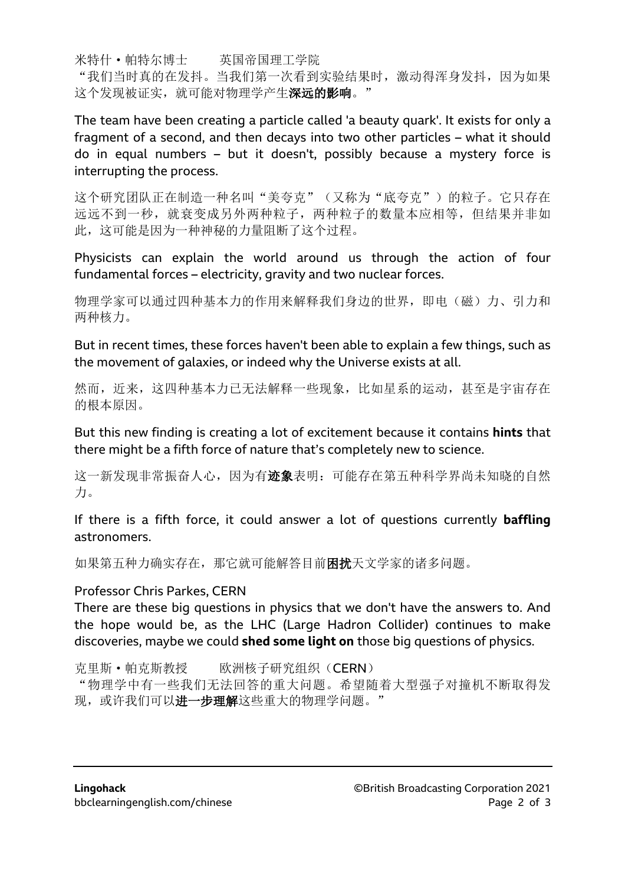米特什・帕特尔博士　　英国帝国理工学院
"我们当时真的在发抖。当我们第一次看到实验结果时，激动得浑身发抖，因为如果这个发现被证实，就可能对物理学产生**深远的影响**。"

The team have been creating a particle called 'a beauty quark'. It exists for only a fragment of a second, and then decays into two other particles – what it should do in equal numbers – but it doesn't, possibly because a mystery force is interrupting the process.

这个研究团队正在制造一种名叫"美夸克"（又称为"底夸克"）的粒子。它只存在远远不到一秒，就衰变成另外两种粒子，两种粒子的数量本应相等，但结果并非如此，这可能是因为一种神秘的力量阻断了这个过程。

Physicists can explain the world around us through the action of four fundamental forces – electricity, gravity and two nuclear forces.

物理学家可以通过四种基本力的作用来解释我们身边的世界，即电（磁）力、引力和两种核力。

But in recent times, these forces haven't been able to explain a few things, such as the movement of galaxies, or indeed why the Universe exists at all.

然而，近来，这四种基本力已无法解释一些现象，比如星系的运动，甚至是宇宙存在的根本原因。

But this new finding is creating a lot of excitement because it contains **hints** that there might be a fifth force of nature that's completely new to science.

这一新发现非常振奋人心，因为有**迹象**表明：可能存在第五种科学界尚未知晓的自然力。

If there is a fifth force, it could answer a lot of questions currently **baffling** astronomers.

如果第五种力确实存在，那它就可能解答目前**困扰**天文学家的诸多问题。

Professor Chris Parkes, CERN
There are these big questions in physics that we don't have the answers to. And the hope would be, as the LHC (Large Hadron Collider) continues to make discoveries, maybe we could **shed some light on** those big questions of physics.

克里斯・帕克斯教授　　欧洲核子研究组织（CERN）
"物理学中有一些我们无法回答的重大问题。希望随着大型强子对撞机不断取得发现，或许我们可以**进一步理解**这些重大的物理学问题。"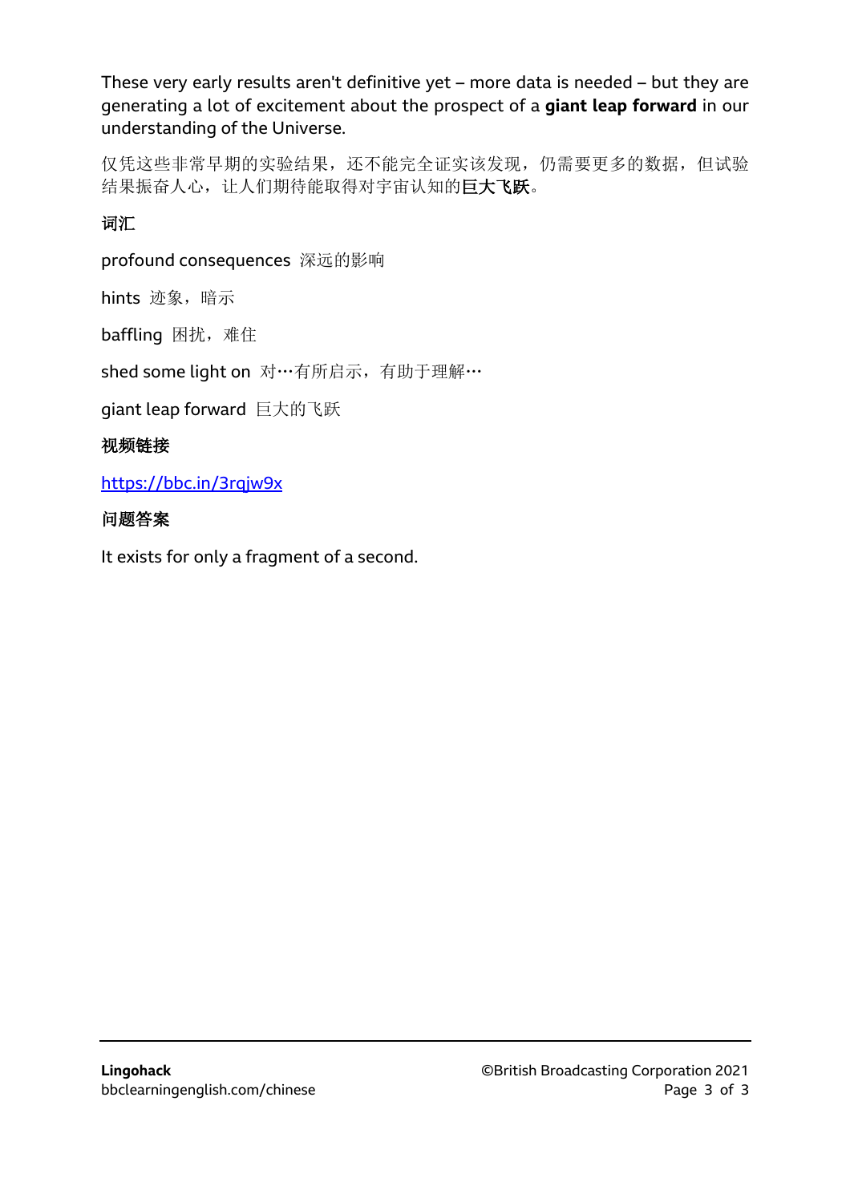These very early results aren't definitive yet – more data is needed – but they are generating a lot of excitement about the prospect of a **giant leap forward** in our understanding of the Universe.

仅凭这些非常早期的实验结果，还不能完全证实该发现，仍需要更多的数据，但试验结果振奋人心，让人们期待能取得对宇宙认知的**巨大飞跃**。

**词汇**

profound consequences 深远的影响

hints 迹象，暗示

baffling 困扰，难住

shed some light on 对…有所启示，有助于理解…

giant leap forward 巨大的飞跃

**视频链接**

https://bbc.in/3rqjw9x

**问题答案**

It exists for only a fragment of a second.